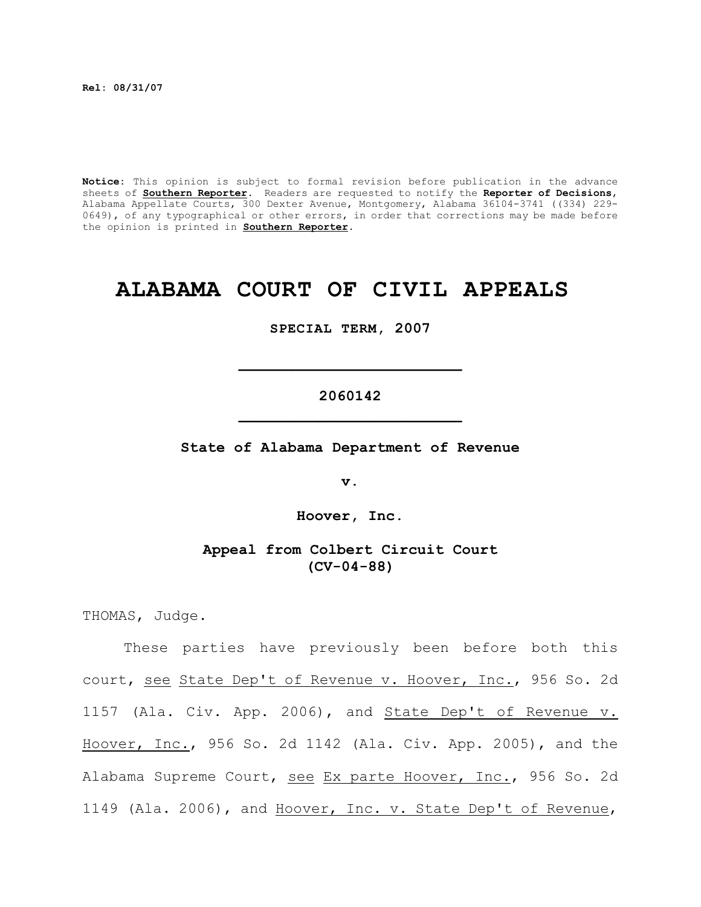**Rel: 08/31/07**

**Notice:** This opinion is subject to formal revision before publication in the advance sheets of **Southern Reporter**. Readers are requested to notify the **Reporter of Decisions**, Alabama Appellate Courts, 300 Dexter Avenue, Montgomery, Alabama 36104-3741 ((334) 229-0649), of any typographical or other errors, in order that corrections may be made before the opinion is printed in **Southern Reporter**.

# ALABAMA COURT OF CIVIL APPEALS

**SPECIAL TERM, 2007**

---

**2060142**

---

**State of Alabama Department of Revenue**

**v.**

**Hoover, Inc.**

**Appeal from Colbert Circuit Court (CV-04-88)**

THOMAS, Judge.

These parties have previously been before both this court, see State Dep't of Revenue v. Hoover, Inc., 956 So. 2d 1157 (Ala. Civ. App. 2006), and State Dep't of Revenue v. Hoover, Inc., 956 So. 2d 1142 (Ala. Civ. App. 2005), and the Alabama Supreme Court, see Ex parte Hoover, Inc., 956 So. 2d 1149 (Ala. 2006), and Hoover, Inc. v. State Dep't of Revenue,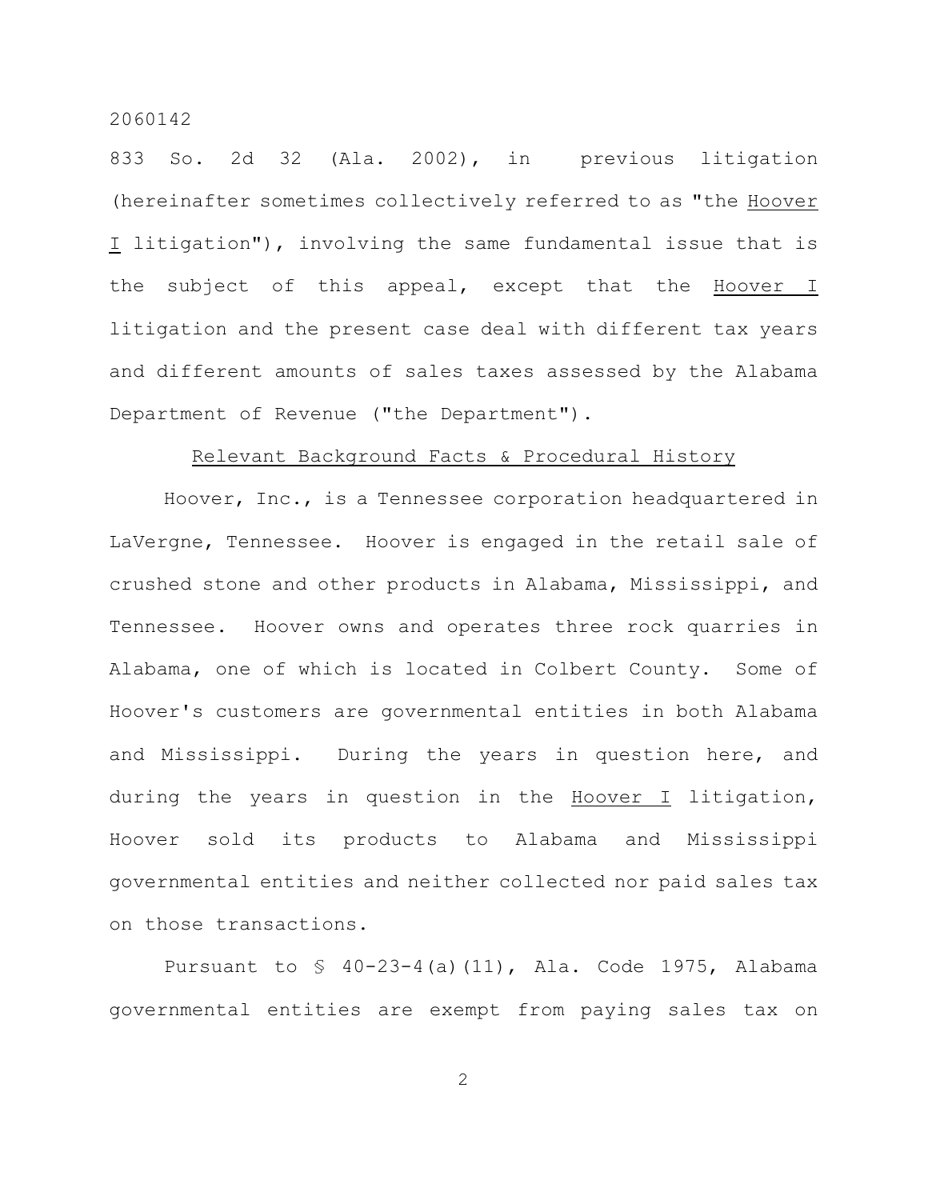833 So. 2d 32 (Ala. 2002), in previous litigation (hereinafter sometimes collectively referred to as "the Hoover I litigation"), involving the same fundamental issue that is the subject of this appeal, except that the Hoover I litigation and the present case deal with different tax years and different amounts of sales taxes assessed by the Alabama Department of Revenue ("the Department").

## Relevant Background Facts & Procedural History

Hoover, Inc., is a Tennessee corporation headquartered in LaVergne, Tennessee. Hoover is engaged in the retail sale of crushed stone and other products in Alabama, Mississippi, and Tennessee. Hoover owns and operates three rock quarries in Alabama, one of which is located in Colbert County. Some of Hoover's customers are governmental entities in both Alabama and Mississippi. During the years in question here, and during the years in question in the Hoover I litigation, Hoover sold its products to Alabama and Mississippi governmental entities and neither collected nor paid sales tax on those transactions.

Pursuant to § 40-23-4(a)(11), Ala. Code 1975, Alabama governmental entities are exempt from paying sales tax on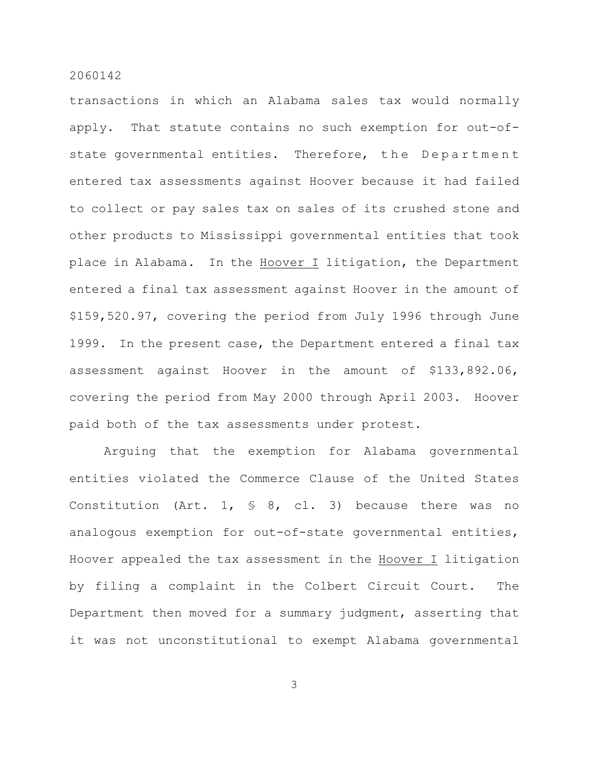transactions in which an Alabama sales tax would normally apply. That statute contains no such exemption for out-of-state governmental entities. Therefore, the Department entered tax assessments against Hoover because it had failed to collect or pay sales tax on sales of its crushed stone and other products to Mississippi governmental entities that took place in Alabama. In the Hoover I litigation, the Department entered a final tax assessment against Hoover in the amount of $159,520.97, covering the period from July 1996 through June 1999. In the present case, the Department entered a final tax assessment against Hoover in the amount of $133,892.06, covering the period from May 2000 through April 2003. Hoover paid both of the tax assessments under protest.

Arguing that the exemption for Alabama governmental entities violated the Commerce Clause of the United States Constitution (Art. 1, § 8, cl. 3) because there was no analogous exemption for out-of-state governmental entities, Hoover appealed the tax assessment in the Hoover I litigation by filing a complaint in the Colbert Circuit Court. The Department then moved for a summary judgment, asserting that it was not unconstitutional to exempt Alabama governmental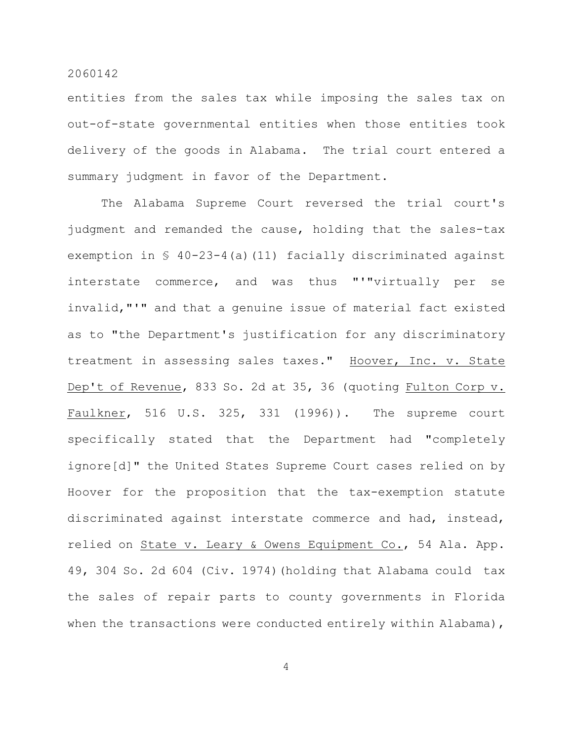entities from the sales tax while imposing the sales tax on out-of-state governmental entities when those entities took delivery of the goods in Alabama. The trial court entered a summary judgment in favor of the Department.

The Alabama Supreme Court reversed the trial court's judgment and remanded the cause, holding that the sales-tax exemption in § 40-23-4(a)(11) facially discriminated against interstate commerce, and was thus "'"virtually per se invalid,"'" and that a genuine issue of material fact existed as to "the Department's justification for any discriminatory treatment in assessing sales taxes." Hoover, Inc. v. State Dep't of Revenue, 833 So. 2d at 35, 36 (quoting Fulton Corp v. Faulkner, 516 U.S. 325, 331 (1996)). The supreme court specifically stated that the Department had "completely ignore[d]" the United States Supreme Court cases relied on by Hoover for the proposition that the tax-exemption statute discriminated against interstate commerce and had, instead, relied on State v. Leary & Owens Equipment Co., 54 Ala. App. 49, 304 So. 2d 604 (Civ. 1974)(holding that Alabama could tax the sales of repair parts to county governments in Florida when the transactions were conducted entirely within Alabama),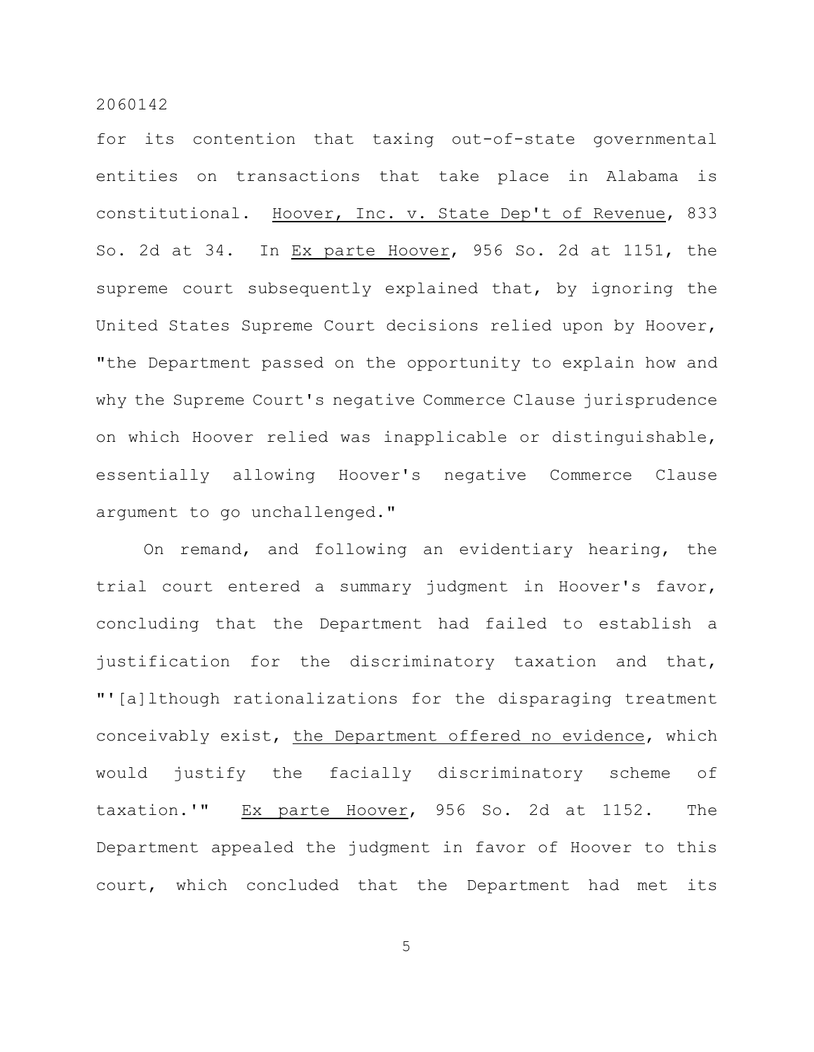for its contention that taxing out-of-state governmental entities on transactions that take place in Alabama is constitutional. Hoover, Inc. v. State Dep't of Revenue, 833 So. 2d at 34. In Ex parte Hoover, 956 So. 2d at 1151, the supreme court subsequently explained that, by ignoring the United States Supreme Court decisions relied upon by Hoover, "the Department passed on the opportunity to explain how and why the Supreme Court's negative Commerce Clause jurisprudence on which Hoover relied was inapplicable or distinguishable, essentially allowing Hoover's negative Commerce Clause argument to go unchallenged."

On remand, and following an evidentiary hearing, the trial court entered a summary judgment in Hoover's favor, concluding that the Department had failed to establish a justification for the discriminatory taxation and that, "'[a]lthough rationalizations for the disparaging treatment conceivably exist, the Department offered no evidence, which would justify the facially discriminatory scheme of taxation.'" Ex parte Hoover, 956 So. 2d at 1152. The Department appealed the judgment in favor of Hoover to this court, which concluded that the Department had met its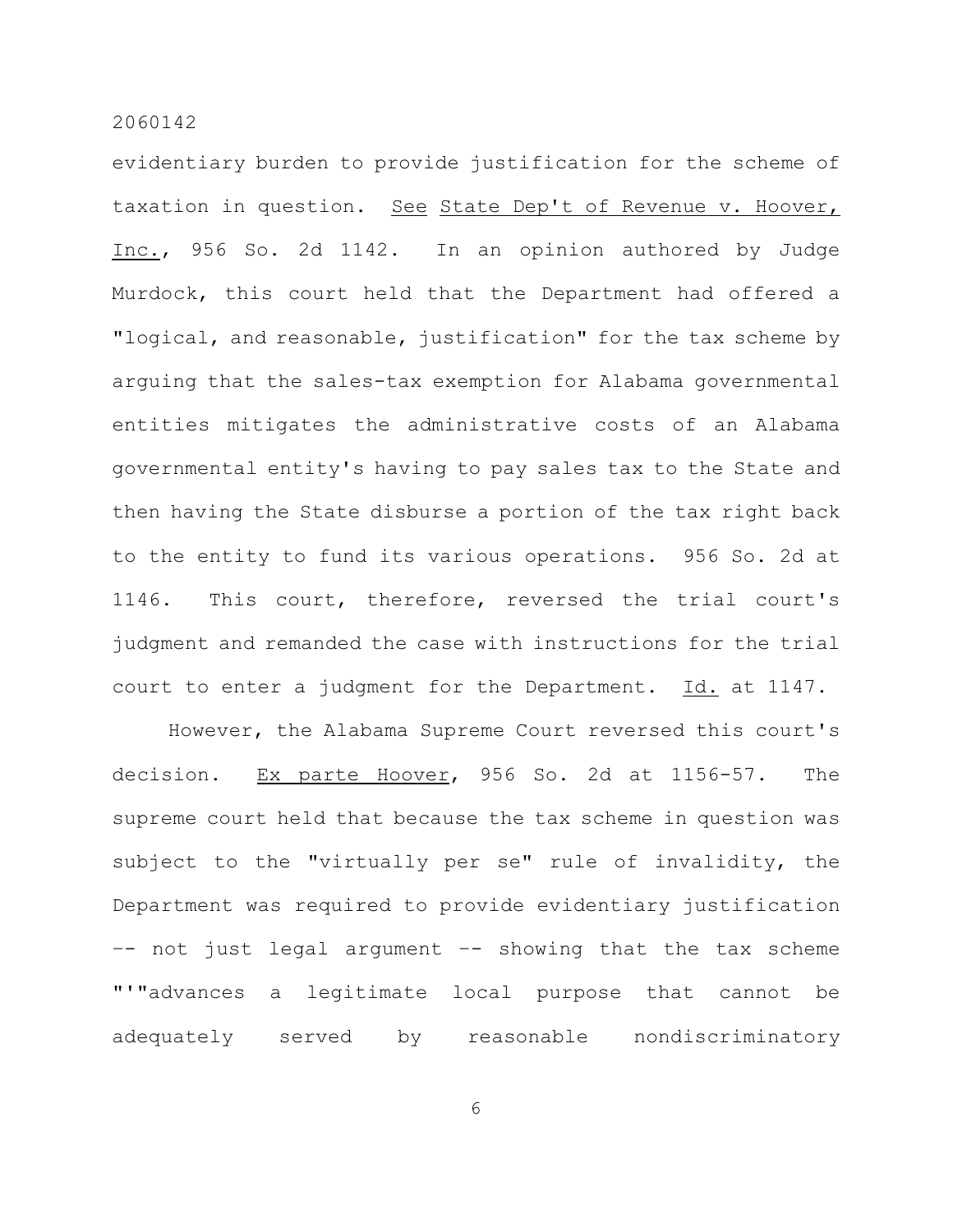evidentiary burden to provide justification for the scheme of taxation in question. See State Dep't of Revenue v. Hoover, Inc., 956 So. 2d 1142. In an opinion authored by Judge Murdock, this court held that the Department had offered a "logical, and reasonable, justification" for the tax scheme by arguing that the sales-tax exemption for Alabama governmental entities mitigates the administrative costs of an Alabama governmental entity's having to pay sales tax to the State and then having the State disburse a portion of the tax right back to the entity to fund its various operations. 956 So. 2d at 1146. This court, therefore, reversed the trial court's judgment and remanded the case with instructions for the trial court to enter a judgment for the Department. Id. at 1147.

However, the Alabama Supreme Court reversed this court's decision. Ex parte Hoover, 956 So. 2d at 1156-57. The supreme court held that because the tax scheme in question was subject to the "virtually per se" rule of invalidity, the Department was required to provide evidentiary justification -- not just legal argument -- showing that the tax scheme "'"advances a legitimate local purpose that cannot be adequately served by reasonable nondiscriminatory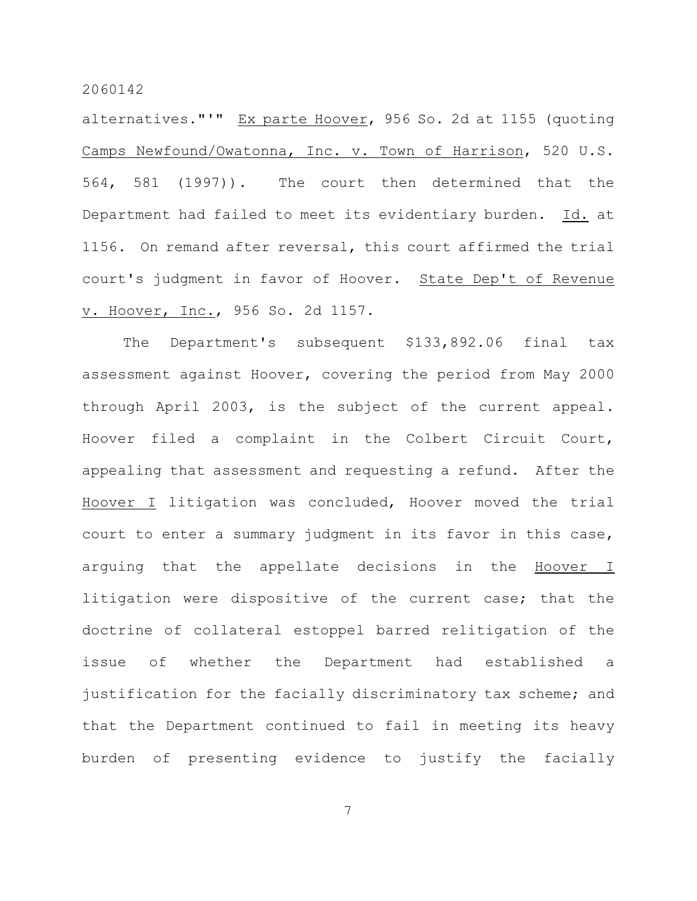alternatives."'" Ex parte Hoover, 956 So. 2d at 1155 (quoting Camps Newfound/Owatonna, Inc. v. Town of Harrison, 520 U.S. 564, 581 (1997)). The court then determined that the Department had failed to meet its evidentiary burden. Id. at 1156. On remand after reversal, this court affirmed the trial court's judgment in favor of Hoover. State Dep't of Revenue v. Hoover, Inc., 956 So. 2d 1157.

The Department's subsequent $133,892.06 final tax assessment against Hoover, covering the period from May 2000 through April 2003, is the subject of the current appeal. Hoover filed a complaint in the Colbert Circuit Court, appealing that assessment and requesting a refund. After the Hoover I litigation was concluded, Hoover moved the trial court to enter a summary judgment in its favor in this case, arguing that the appellate decisions in the Hoover I litigation were dispositive of the current case; that the doctrine of collateral estoppel barred relitigation of the issue of whether the Department had established a justification for the facially discriminatory tax scheme; and that the Department continued to fail in meeting its heavy burden of presenting evidence to justify the facially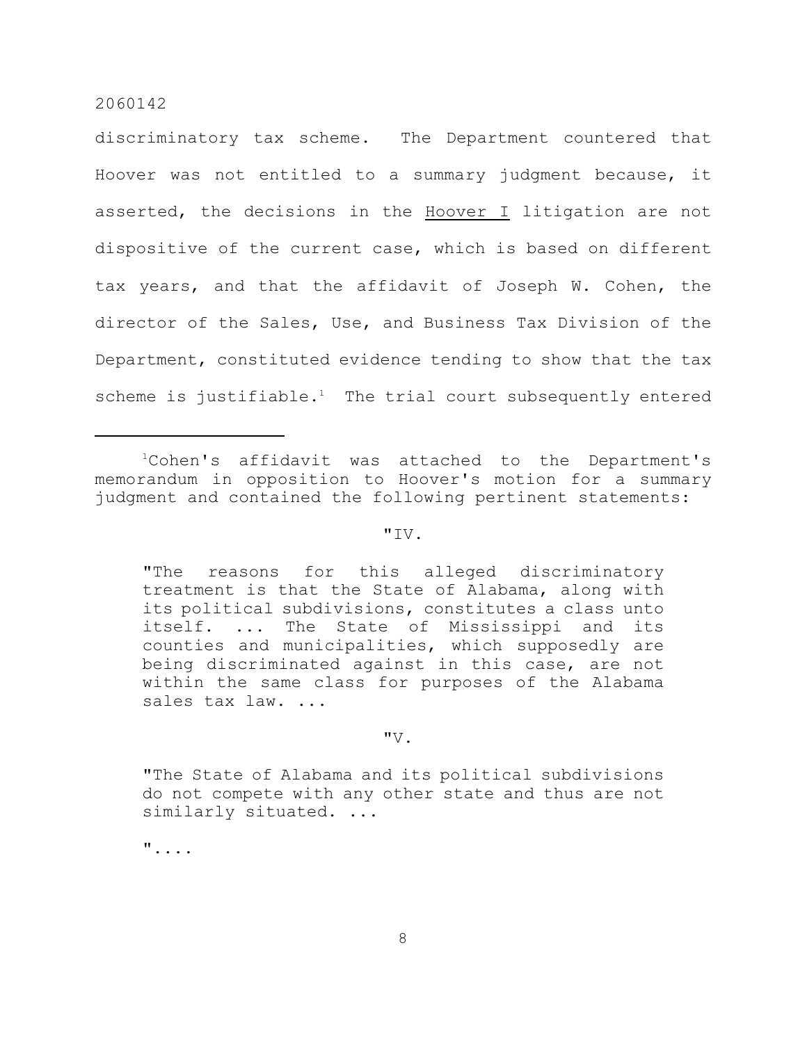discriminatory tax scheme. The Department countered that Hoover was not entitled to a summary judgment because, it asserted, the decisions in the Hoover I litigation are not dispositive of the current case, which is based on different tax years, and that the affidavit of Joseph W. Cohen, the director of the Sales, Use, and Business Tax Division of the Department, constituted evidence tending to show that the tax scheme is justifiable.[1] The trial court subsequently entered

---

[1]Cohen's affidavit was attached to the Department's memorandum in opposition to Hoover's motion for a summary judgment and contained the following pertinent statements:

> "IV.
>
> "The reasons for this alleged discriminatory treatment is that the State of Alabama, along with its political subdivisions, constitutes a class unto itself. ... The State of Mississippi and its counties and municipalities, which supposedly are being discriminated against in this case, are not within the same class for purposes of the Alabama sales tax law. ...
>
> "V.
>
> "The State of Alabama and its political subdivisions do not compete with any other state and thus are not similarly situated. ...
>
> "....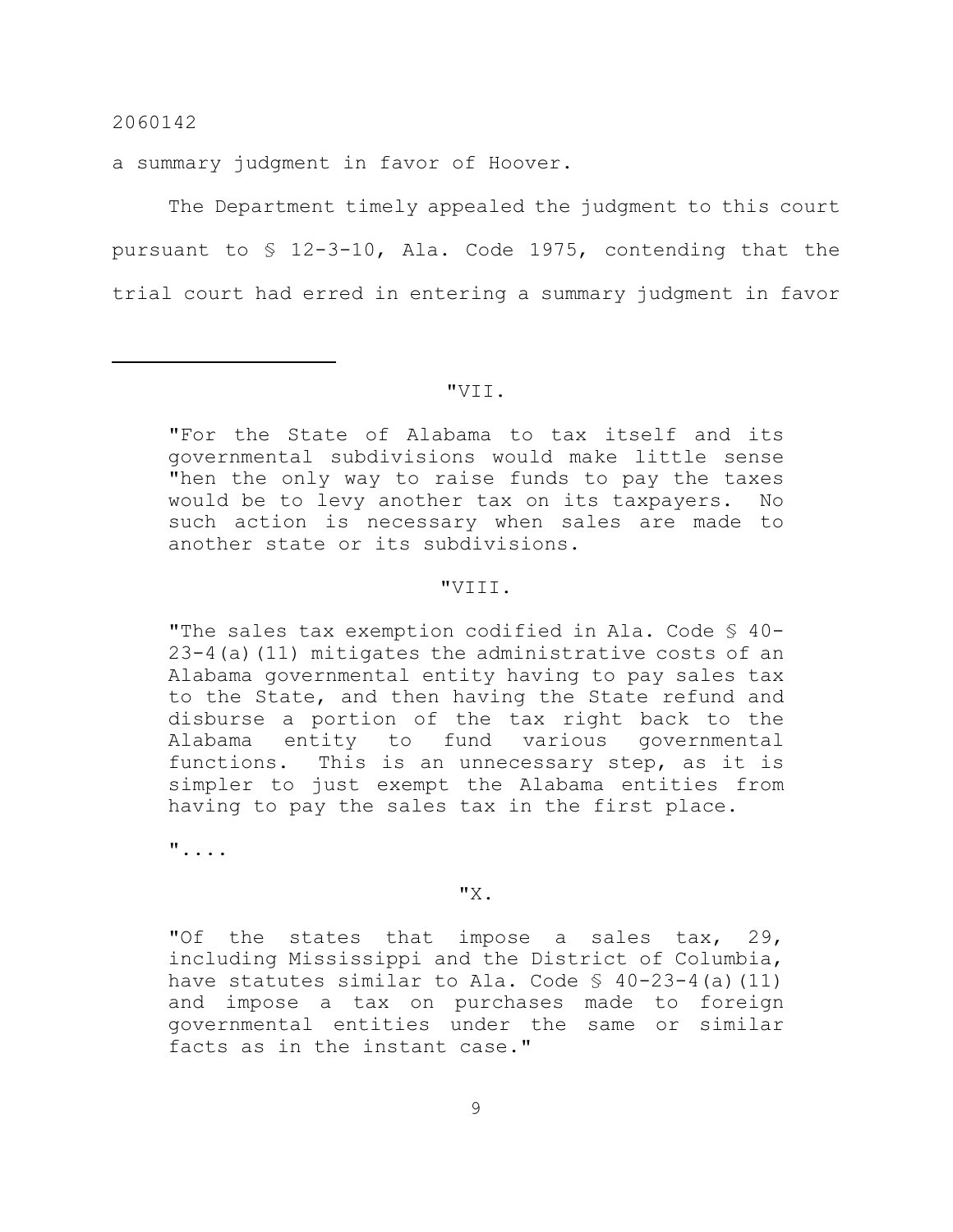a summary judgment in favor of Hoover.

The Department timely appealed the judgment to this court pursuant to § 12-3-10, Ala. Code 1975, contending that the trial court had erred in entering a summary judgment in favor

---

> "VII.
>
> "For the State of Alabama to tax itself and its governmental subdivisions would make little sense "hen the only way to raise funds to pay the taxes would be to levy another tax on its taxpayers. No such action is necessary when sales are made to another state or its subdivisions.
>
> "VIII.
>
> "The sales tax exemption codified in Ala. Code § 40-23-4(a)(11) mitigates the administrative costs of an Alabama governmental entity having to pay sales tax to the State, and then having the State refund and disburse a portion of the tax right back to the Alabama entity to fund various governmental functions. This is an unnecessary step, as it is simpler to just exempt the Alabama entities from having to pay the sales tax in the first place.
>
> "....
>
> "X.
>
> "Of the states that impose a sales tax, 29, including Mississippi and the District of Columbia, have statutes similar to Ala. Code § 40-23-4(a)(11) and impose a tax on purchases made to foreign governmental entities under the same or similar facts as in the instant case."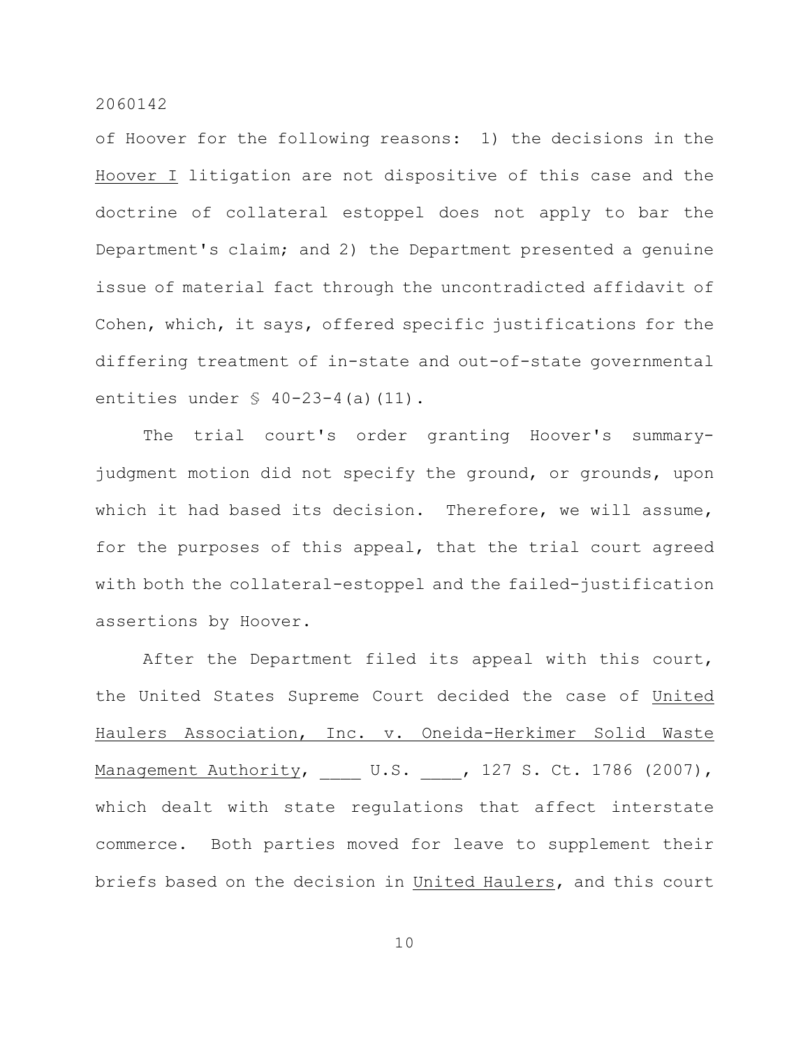of Hoover for the following reasons: 1) the decisions in the Hoover I litigation are not dispositive of this case and the doctrine of collateral estoppel does not apply to bar the Department's claim; and 2) the Department presented a genuine issue of material fact through the uncontradicted affidavit of Cohen, which, it says, offered specific justifications for the differing treatment of in-state and out-of-state governmental entities under § 40-23-4(a)(11).

The trial court's order granting Hoover's summary-judgment motion did not specify the ground, or grounds, upon which it had based its decision. Therefore, we will assume, for the purposes of this appeal, that the trial court agreed with both the collateral-estoppel and the failed-justification assertions by Hoover.

After the Department filed its appeal with this court, the United States Supreme Court decided the case of United Haulers Association, Inc. v. Oneida-Herkimer Solid Waste Management Authority, ____ U.S. ____, 127 S. Ct. 1786 (2007), which dealt with state regulations that affect interstate commerce. Both parties moved for leave to supplement their briefs based on the decision in United Haulers, and this court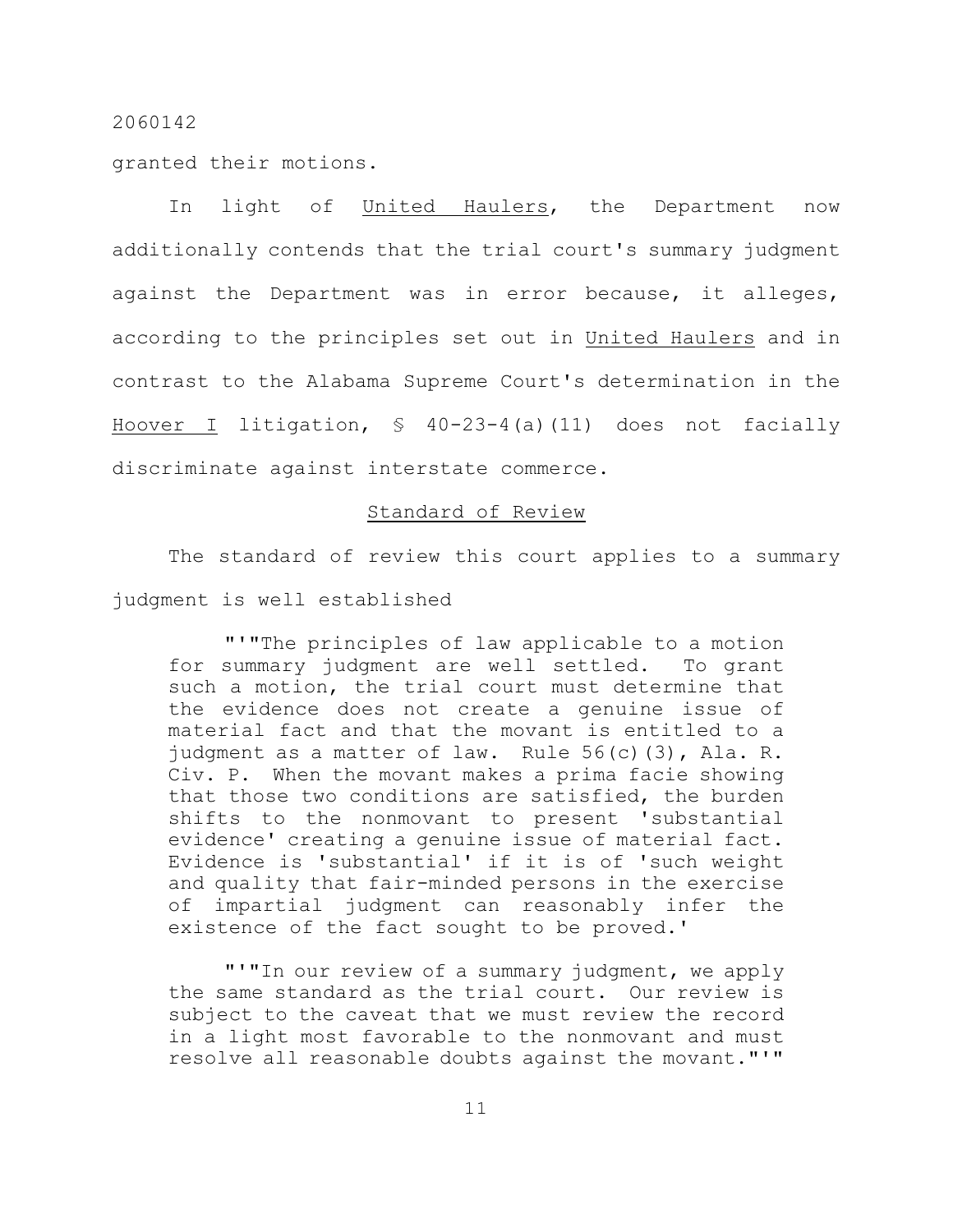granted their motions.

In light of United Haulers, the Department now additionally contends that the trial court's summary judgment against the Department was in error because, it alleges, according to the principles set out in United Haulers and in contrast to the Alabama Supreme Court's determination in the Hoover I litigation, § 40-23-4(a)(11) does not facially discriminate against interstate commerce.

## Standard of Review

The standard of review this court applies to a summary judgment is well established

> "'"The principles of law applicable to a motion for summary judgment are well settled. To grant such a motion, the trial court must determine that the evidence does not create a genuine issue of material fact and that the movant is entitled to a judgment as a matter of law. Rule 56(c)(3), Ala. R. Civ. P. When the movant makes a prima facie showing that those two conditions are satisfied, the burden shifts to the nonmovant to present 'substantial evidence' creating a genuine issue of material fact. Evidence is 'substantial' if it is of 'such weight and quality that fair-minded persons in the exercise of impartial judgment can reasonably infer the existence of the fact sought to be proved.'
>
> "'"In our review of a summary judgment, we apply the same standard as the trial court. Our review is subject to the caveat that we must review the record in a light most favorable to the nonmovant and must resolve all reasonable doubts against the movant."'"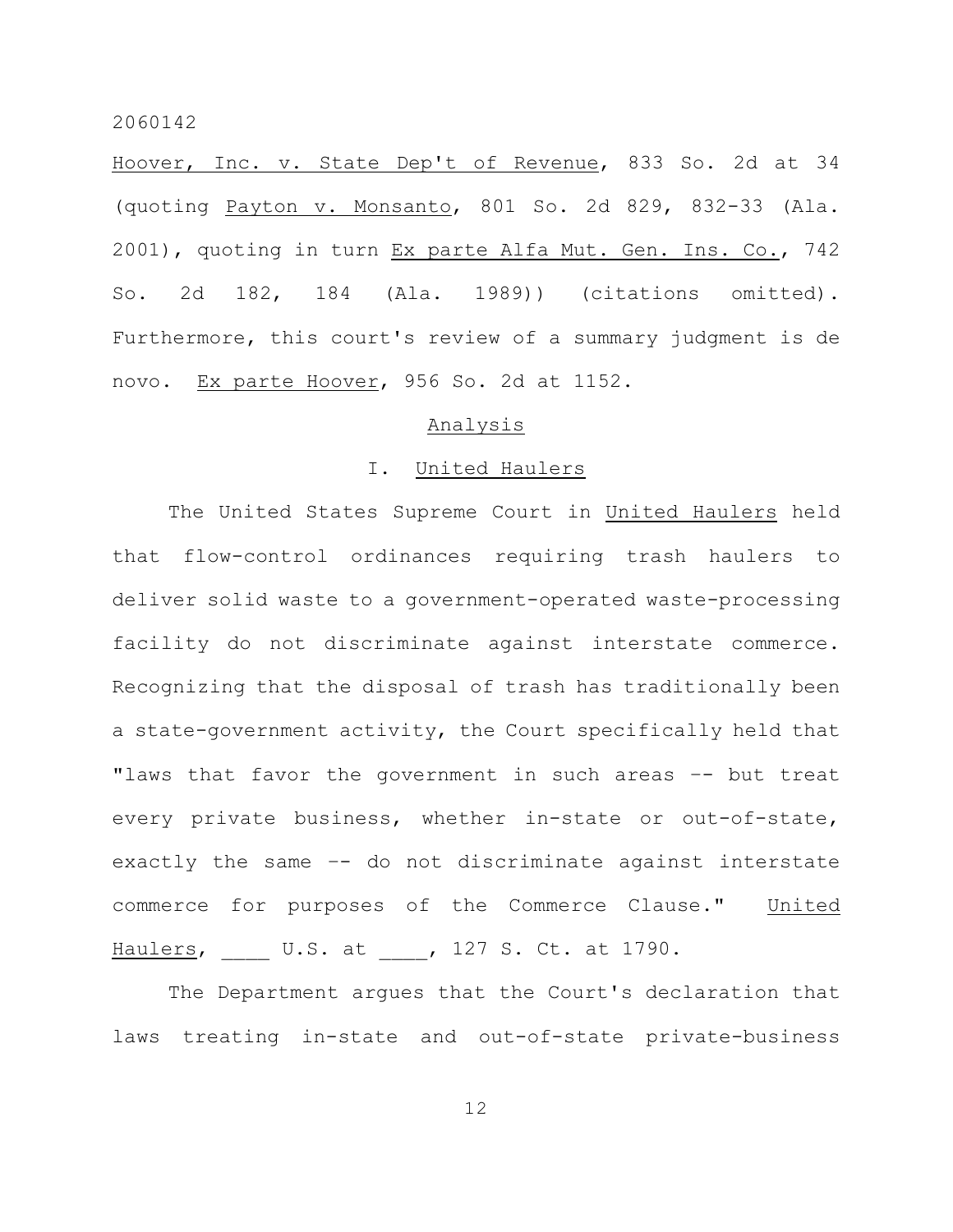Hoover, Inc. v. State Dep't of Revenue, 833 So. 2d at 34 (quoting Payton v. Monsanto, 801 So. 2d 829, 832-33 (Ala. 2001), quoting in turn Ex parte Alfa Mut. Gen. Ins. Co., 742 So. 2d 182, 184 (Ala. 1989)) (citations omitted). Furthermore, this court's review of a summary judgment is de novo. Ex parte Hoover, 956 So. 2d at 1152.

## Analysis

### I. United Haulers

The United States Supreme Court in United Haulers held that flow-control ordinances requiring trash haulers to deliver solid waste to a government-operated waste-processing facility do not discriminate against interstate commerce. Recognizing that the disposal of trash has traditionally been a state-government activity, the Court specifically held that "laws that favor the government in such areas -- but treat every private business, whether in-state or out-of-state, exactly the same -- do not discriminate against interstate commerce for purposes of the Commerce Clause." United Haulers, ____ U.S. at ____, 127 S. Ct. at 1790.

The Department argues that the Court's declaration that laws treating in-state and out-of-state private-business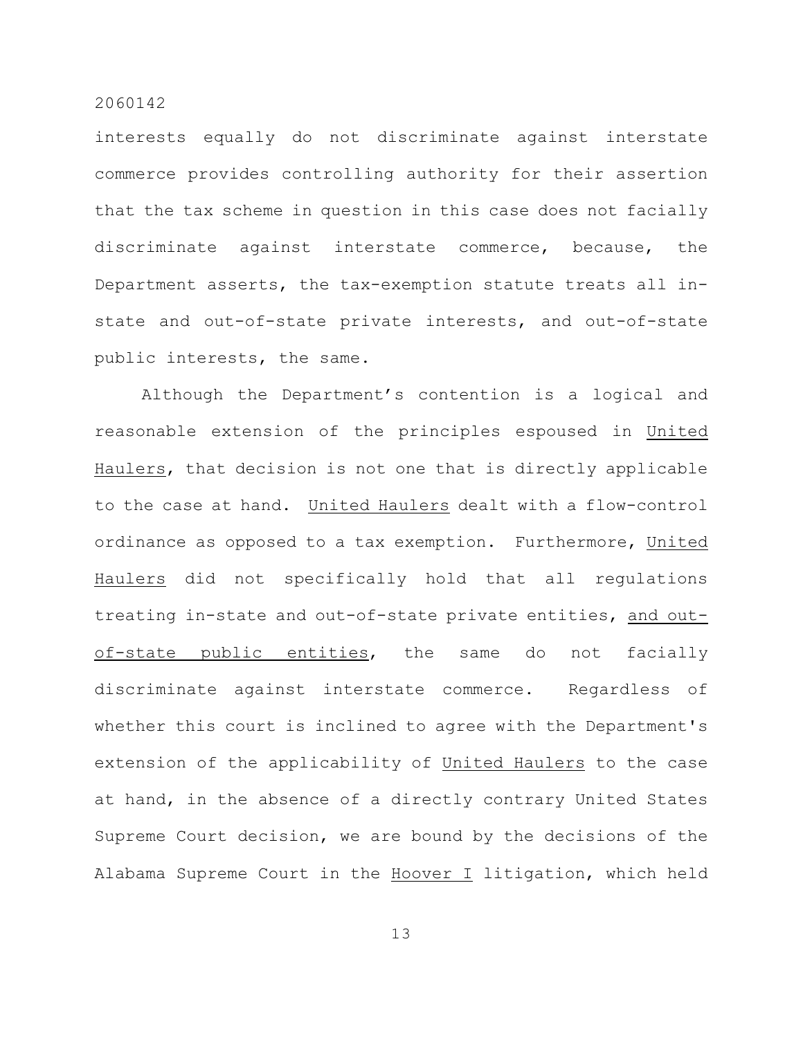interests equally do not discriminate against interstate commerce provides controlling authority for their assertion that the tax scheme in question in this case does not facially discriminate against interstate commerce, because, the Department asserts, the tax-exemption statute treats all in-state and out-of-state private interests, and out-of-state public interests, the same.

Although the Department's contention is a logical and reasonable extension of the principles espoused in United Haulers, that decision is not one that is directly applicable to the case at hand. United Haulers dealt with a flow-control ordinance as opposed to a tax exemption. Furthermore, United Haulers did not specifically hold that all regulations treating in-state and out-of-state private entities, and out-of-state public entities, the same do not facially discriminate against interstate commerce. Regardless of whether this court is inclined to agree with the Department's extension of the applicability of United Haulers to the case at hand, in the absence of a directly contrary United States Supreme Court decision, we are bound by the decisions of the Alabama Supreme Court in the Hoover I litigation, which held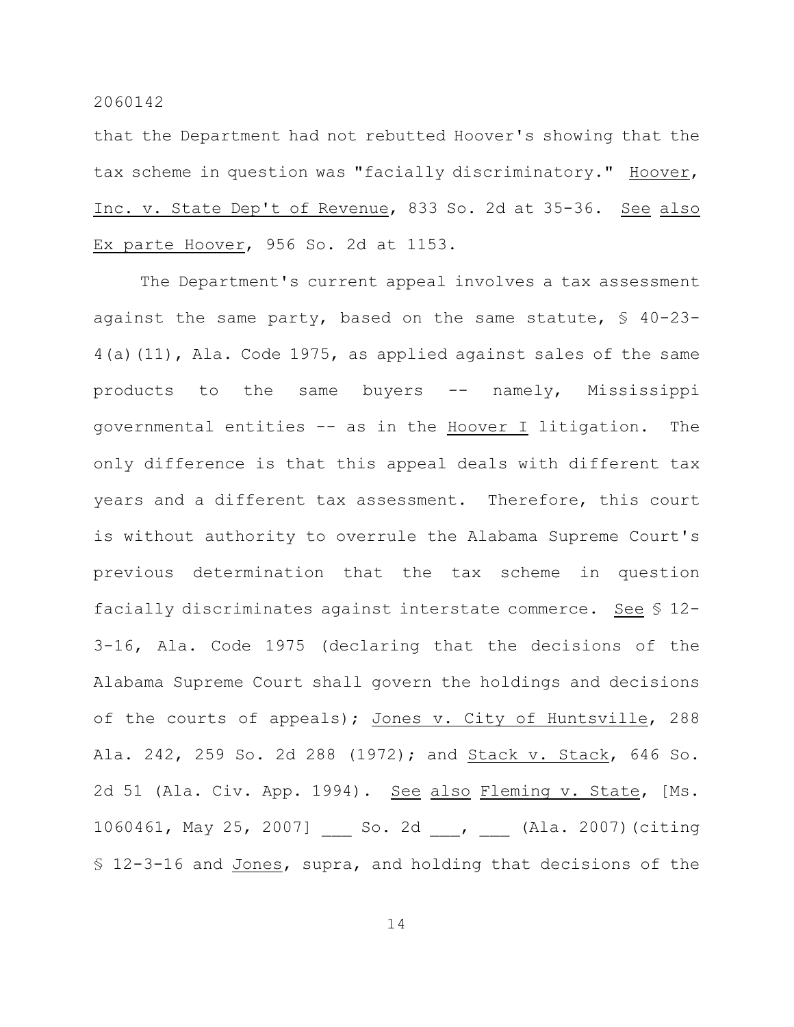that the Department had not rebutted Hoover's showing that the tax scheme in question was "facially discriminatory." Hoover, Inc. v. State Dep't of Revenue, 833 So. 2d at 35-36. See also Ex parte Hoover, 956 So. 2d at 1153.

The Department's current appeal involves a tax assessment against the same party, based on the same statute, § 40-23-4(a)(11), Ala. Code 1975, as applied against sales of the same products to the same buyers -- namely, Mississippi governmental entities -- as in the Hoover I litigation. The only difference is that this appeal deals with different tax years and a different tax assessment. Therefore, this court is without authority to overrule the Alabama Supreme Court's previous determination that the tax scheme in question facially discriminates against interstate commerce. See § 12-3-16, Ala. Code 1975 (declaring that the decisions of the Alabama Supreme Court shall govern the holdings and decisions of the courts of appeals); Jones v. City of Huntsville, 288 Ala. 242, 259 So. 2d 288 (1972); and Stack v. Stack, 646 So. 2d 51 (Ala. Civ. App. 1994). See also Fleming v. State, [Ms. 1060461, May 25, 2007] ___ So. 2d ___, ___ (Ala. 2007)(citing § 12-3-16 and Jones, supra, and holding that decisions of the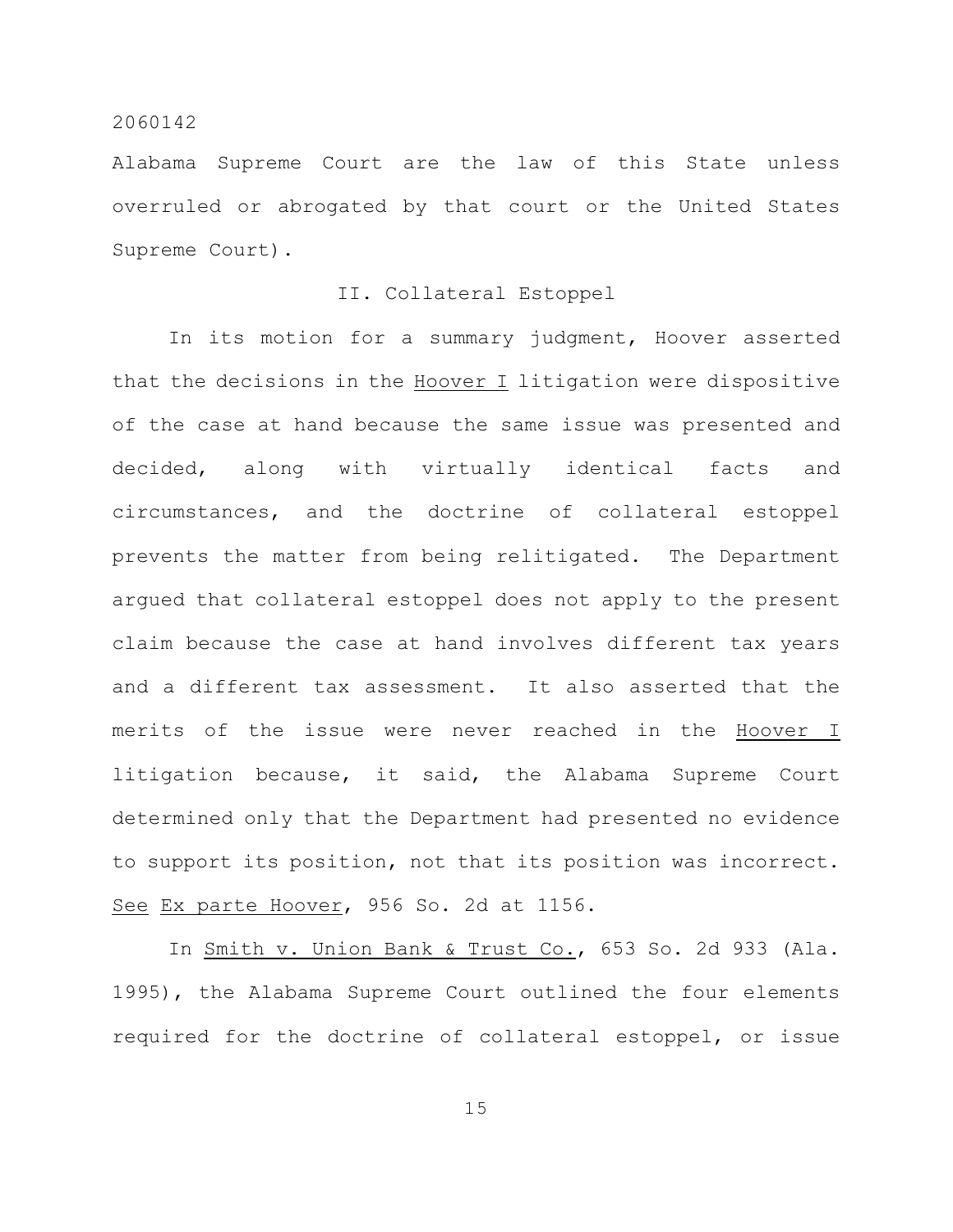Alabama Supreme Court are the law of this State unless overruled or abrogated by that court or the United States Supreme Court).

## II. Collateral Estoppel

In its motion for a summary judgment, Hoover asserted that the decisions in the Hoover I litigation were dispositive of the case at hand because the same issue was presented and decided, along with virtually identical facts and circumstances, and the doctrine of collateral estoppel prevents the matter from being relitigated. The Department argued that collateral estoppel does not apply to the present claim because the case at hand involves different tax years and a different tax assessment. It also asserted that the merits of the issue were never reached in the Hoover I litigation because, it said, the Alabama Supreme Court determined only that the Department had presented no evidence to support its position, not that its position was incorrect. See Ex parte Hoover, 956 So. 2d at 1156.

In Smith v. Union Bank & Trust Co., 653 So. 2d 933 (Ala. 1995), the Alabama Supreme Court outlined the four elements required for the doctrine of collateral estoppel, or issue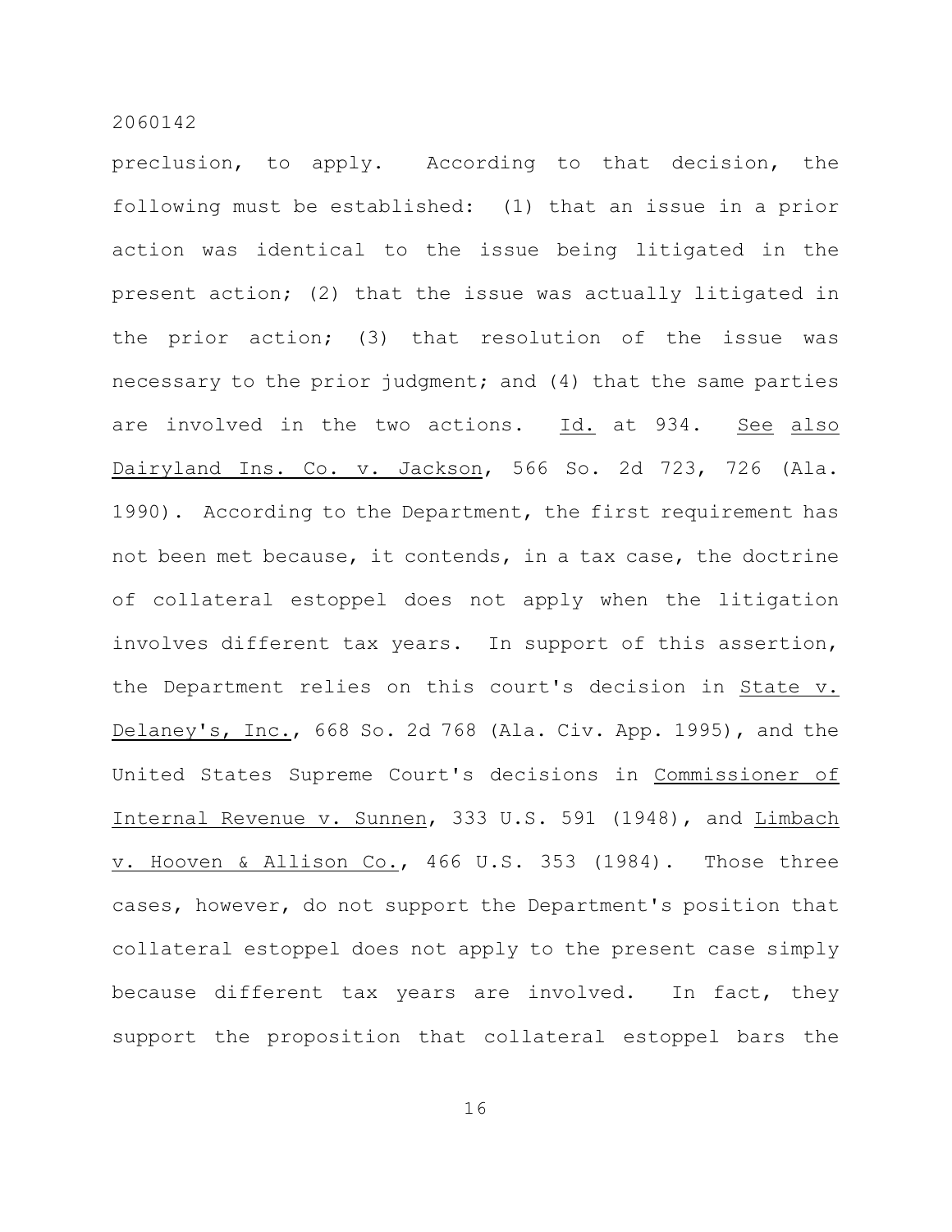preclusion, to apply. According to that decision, the following must be established: (1) that an issue in a prior action was identical to the issue being litigated in the present action; (2) that the issue was actually litigated in the prior action; (3) that resolution of the issue was necessary to the prior judgment; and (4) that the same parties are involved in the two actions. Id. at 934. See also Dairyland Ins. Co. v. Jackson, 566 So. 2d 723, 726 (Ala. 1990). According to the Department, the first requirement has not been met because, it contends, in a tax case, the doctrine of collateral estoppel does not apply when the litigation involves different tax years. In support of this assertion, the Department relies on this court's decision in State v. Delaney's, Inc., 668 So. 2d 768 (Ala. Civ. App. 1995), and the United States Supreme Court's decisions in Commissioner of Internal Revenue v. Sunnen, 333 U.S. 591 (1948), and Limbach v. Hooven & Allison Co., 466 U.S. 353 (1984). Those three cases, however, do not support the Department's position that collateral estoppel does not apply to the present case simply because different tax years are involved. In fact, they support the proposition that collateral estoppel bars the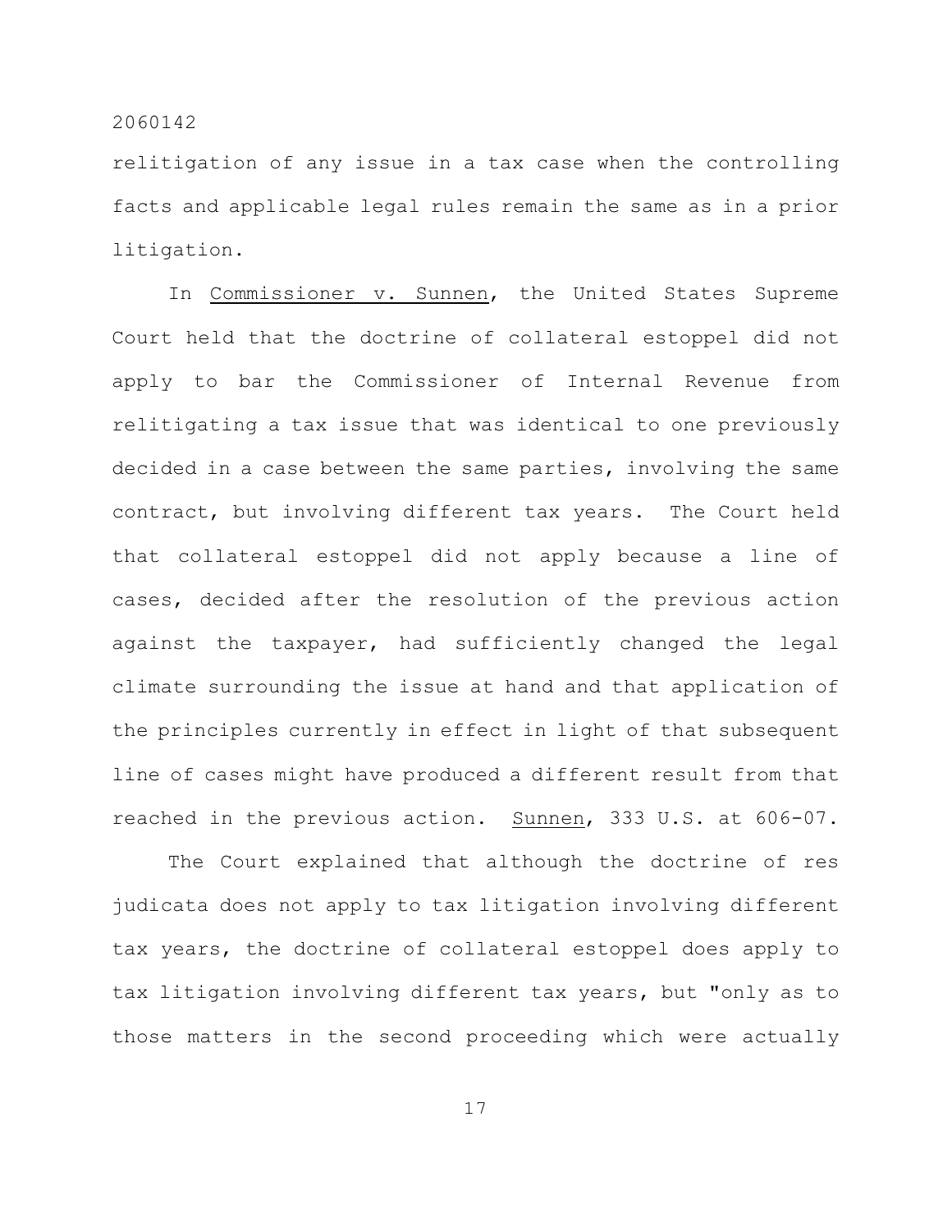relitigation of any issue in a tax case when the controlling facts and applicable legal rules remain the same as in a prior litigation.

In Commissioner v. Sunnen, the United States Supreme Court held that the doctrine of collateral estoppel did not apply to bar the Commissioner of Internal Revenue from relitigating a tax issue that was identical to one previously decided in a case between the same parties, involving the same contract, but involving different tax years. The Court held that collateral estoppel did not apply because a line of cases, decided after the resolution of the previous action against the taxpayer, had sufficiently changed the legal climate surrounding the issue at hand and that application of the principles currently in effect in light of that subsequent line of cases might have produced a different result from that reached in the previous action. Sunnen, 333 U.S. at 606-07.

The Court explained that although the doctrine of res judicata does not apply to tax litigation involving different tax years, the doctrine of collateral estoppel does apply to tax litigation involving different tax years, but "only as to those matters in the second proceeding which were actually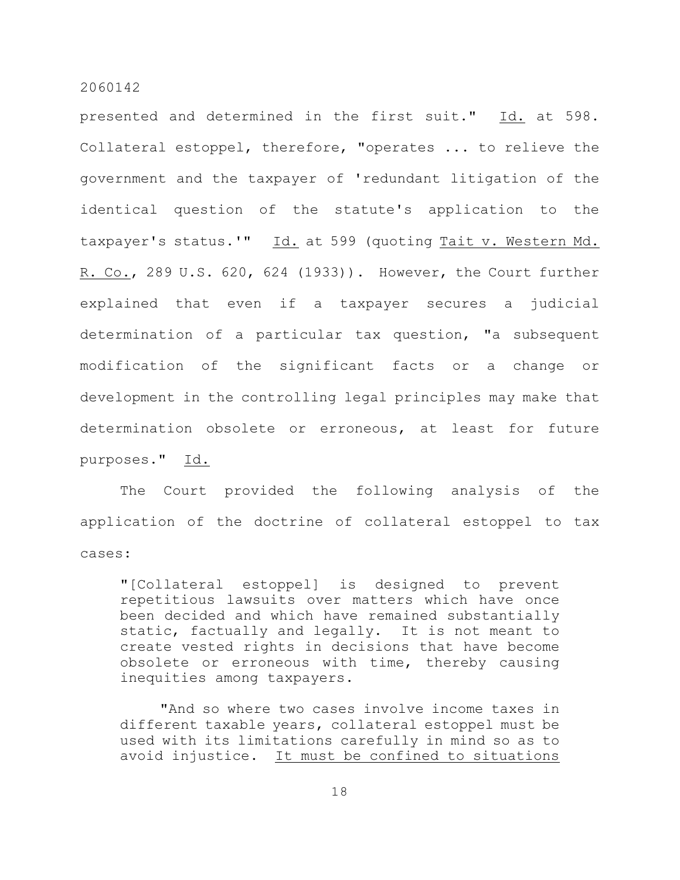presented and determined in the first suit." Id. at 598. Collateral estoppel, therefore, "operates ... to relieve the government and the taxpayer of 'redundant litigation of the identical question of the statute's application to the taxpayer's status.'" Id. at 599 (quoting Tait v. Western Md. R. Co., 289 U.S. 620, 624 (1933)). However, the Court further explained that even if a taxpayer secures a judicial determination of a particular tax question, "a subsequent modification of the significant facts or a change or development in the controlling legal principles may make that determination obsolete or erroneous, at least for future purposes." Id.

The Court provided the following analysis of the application of the doctrine of collateral estoppel to tax cases:

> "[Collateral estoppel] is designed to prevent repetitious lawsuits over matters which have once been decided and which have remained substantially static, factually and legally. It is not meant to create vested rights in decisions that have become obsolete or erroneous with time, thereby causing inequities among taxpayers.
>
> "And so where two cases involve income taxes in different taxable years, collateral estoppel must be used with its limitations carefully in mind so as to avoid injustice. It must be confined to situations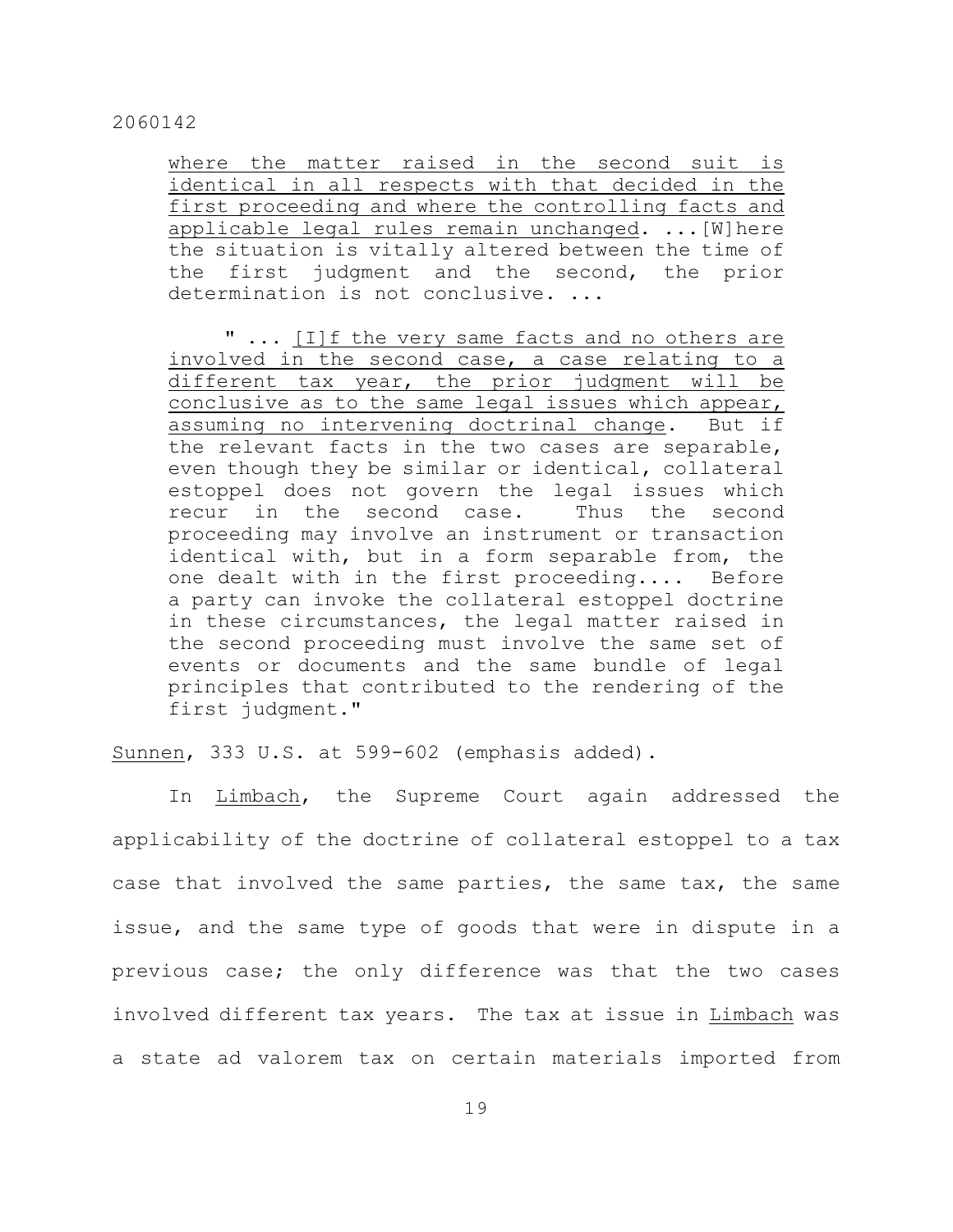> where the matter raised in the second suit is identical in all respects with that decided in the first proceeding and where the controlling facts and applicable legal rules remain unchanged. ...[W]here the situation is vitally altered between the time of the first judgment and the second, the prior determination is not conclusive. ...
>
> " ... [I]f the very same facts and no others are involved in the second case, a case relating to a different tax year, the prior judgment will be conclusive as to the same legal issues which appear, assuming no intervening doctrinal change. But if the relevant facts in the two cases are separable, even though they be similar or identical, collateral estoppel does not govern the legal issues which recur in the second case. Thus the second proceeding may involve an instrument or transaction identical with, but in a form separable from, the one dealt with in the first proceeding.... Before a party can invoke the collateral estoppel doctrine in these circumstances, the legal matter raised in the second proceeding must involve the same set of events or documents and the same bundle of legal principles that contributed to the rendering of the first judgment."

Sunnen, 333 U.S. at 599-602 (emphasis added).

In Limbach, the Supreme Court again addressed the applicability of the doctrine of collateral estoppel to a tax case that involved the same parties, the same tax, the same issue, and the same type of goods that were in dispute in a previous case; the only difference was that the two cases involved different tax years. The tax at issue in Limbach was a state ad valorem tax on certain materials imported from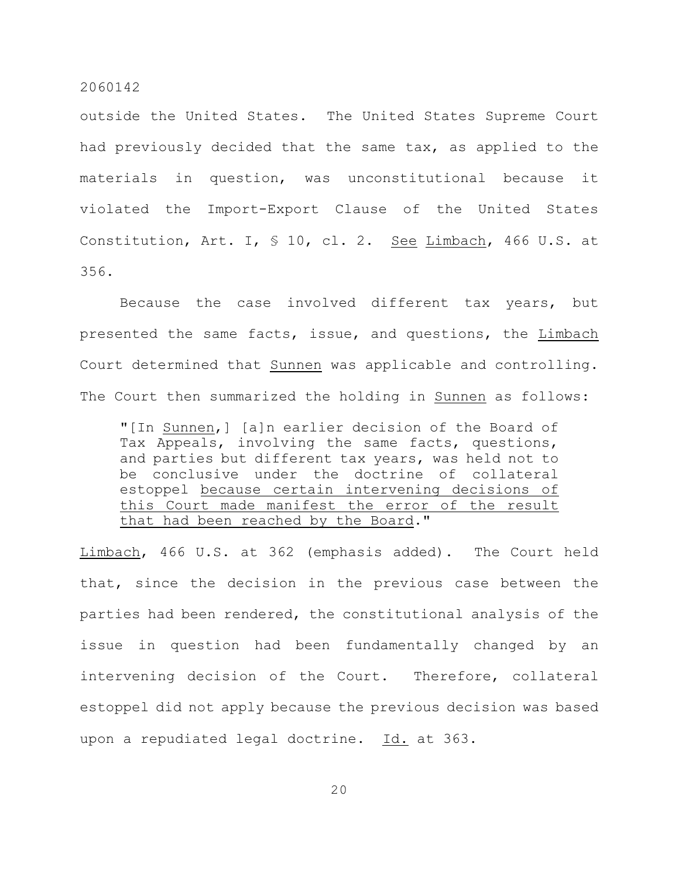outside the United States. The United States Supreme Court had previously decided that the same tax, as applied to the materials in question, was unconstitutional because it violated the Import-Export Clause of the United States Constitution, Art. I, § 10, cl. 2. See Limbach, 466 U.S. at 356.

Because the case involved different tax years, but presented the same facts, issue, and questions, the Limbach Court determined that Sunnen was applicable and controlling. The Court then summarized the holding in Sunnen as follows:

> "[In Sunnen,] [a]n earlier decision of the Board of Tax Appeals, involving the same facts, questions, and parties but different tax years, was held not to be conclusive under the doctrine of collateral estoppel because certain intervening decisions of this Court made manifest the error of the result that had been reached by the Board."

Limbach, 466 U.S. at 362 (emphasis added). The Court held that, since the decision in the previous case between the parties had been rendered, the constitutional analysis of the issue in question had been fundamentally changed by an intervening decision of the Court. Therefore, collateral estoppel did not apply because the previous decision was based upon a repudiated legal doctrine. Id. at 363.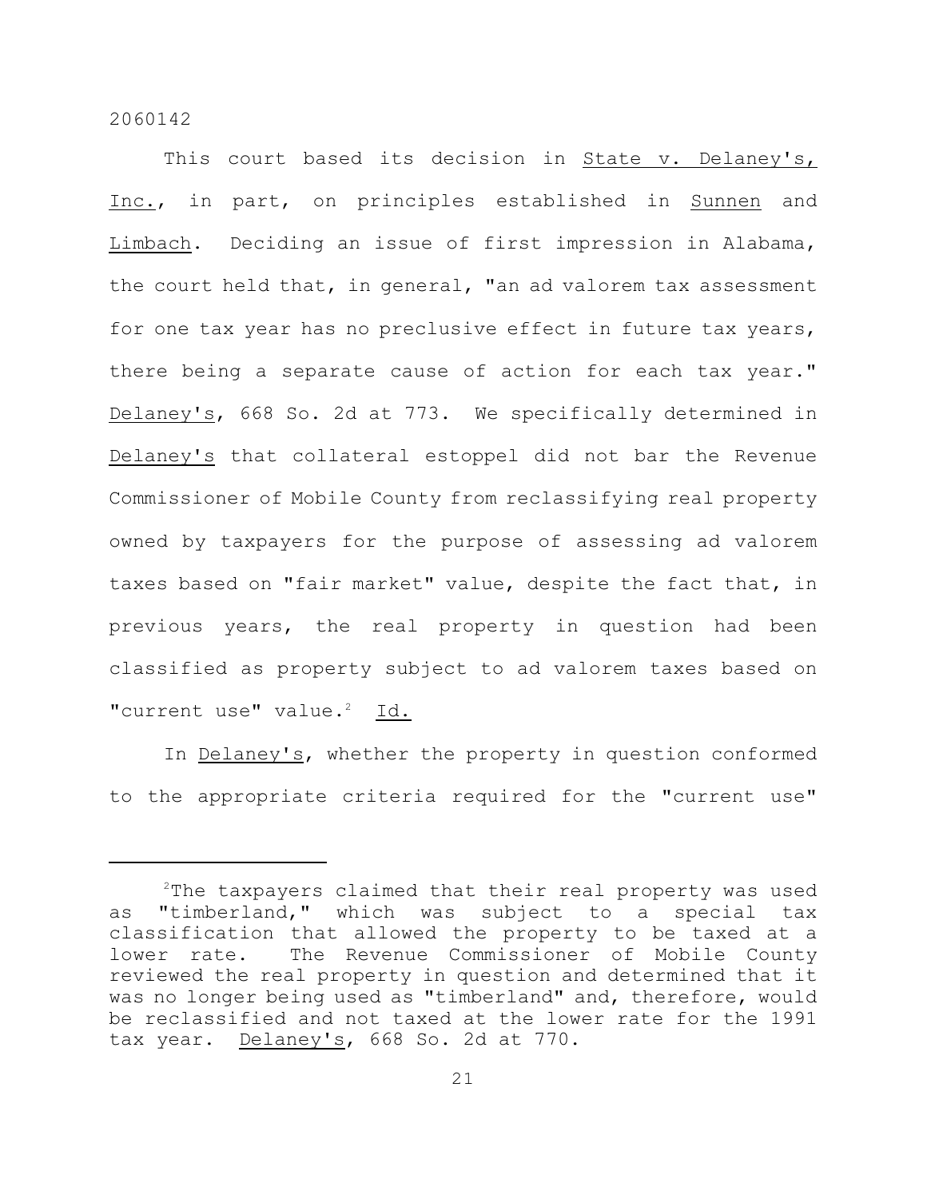This court based its decision in State v. Delaney's, Inc., in part, on principles established in Sunnen and Limbach. Deciding an issue of first impression in Alabama, the court held that, in general, "an ad valorem tax assessment for one tax year has no preclusive effect in future tax years, there being a separate cause of action for each tax year." Delaney's, 668 So. 2d at 773. We specifically determined in Delaney's that collateral estoppel did not bar the Revenue Commissioner of Mobile County from reclassifying real property owned by taxpayers for the purpose of assessing ad valorem taxes based on "fair market" value, despite the fact that, in previous years, the real property in question had been classified as property subject to ad valorem taxes based on "current use" value.[2] Id.

In Delaney's, whether the property in question conformed to the appropriate criteria required for the "current use"

---

[2]The taxpayers claimed that their real property was used as "timberland," which was subject to a special tax classification that allowed the property to be taxed at a lower rate. The Revenue Commissioner of Mobile County reviewed the real property in question and determined that it was no longer being used as "timberland" and, therefore, would be reclassified and not taxed at the lower rate for the 1991 tax year. Delaney's, 668 So. 2d at 770.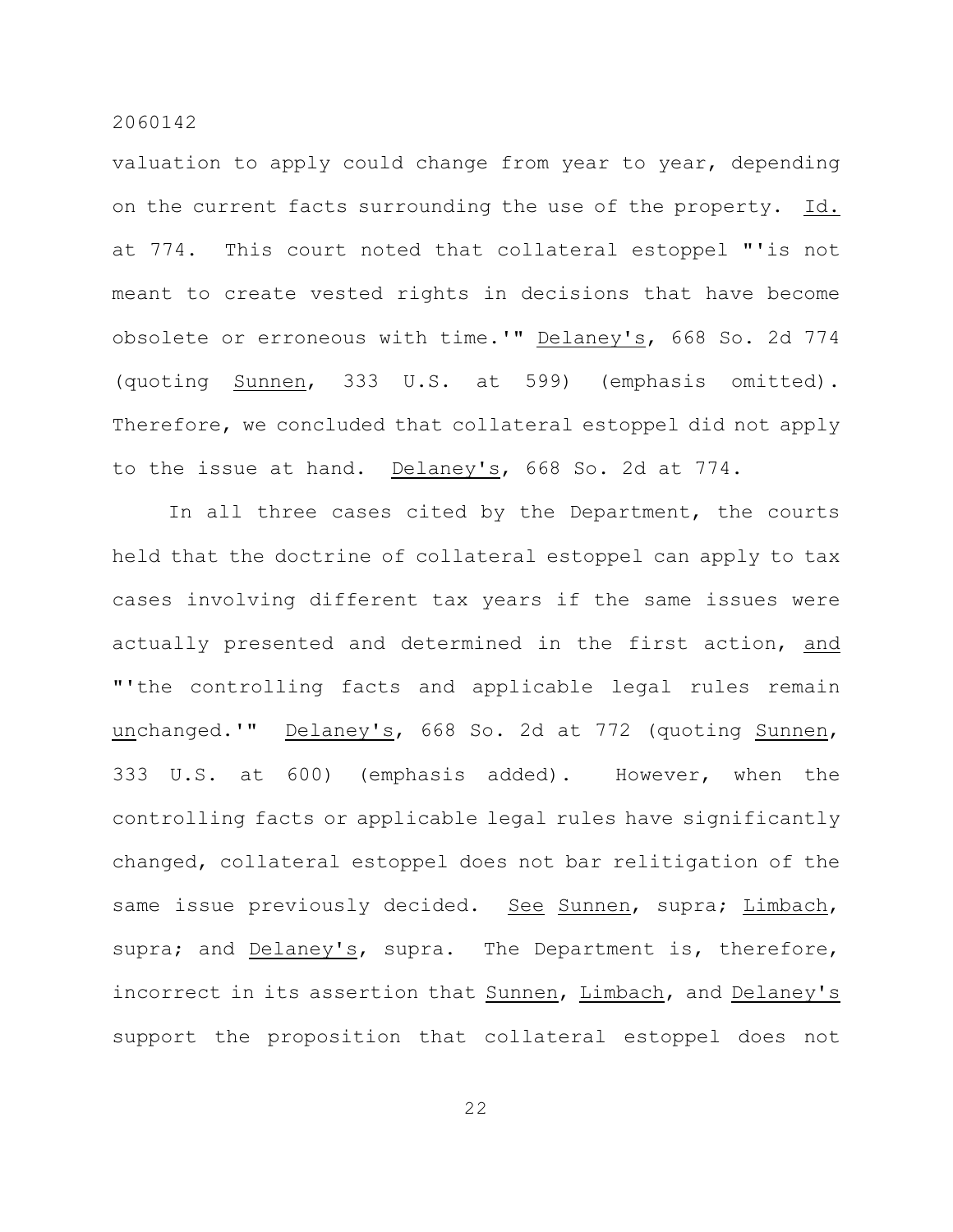valuation to apply could change from year to year, depending on the current facts surrounding the use of the property. _Id._ at 774. This court noted that collateral estoppel "'is not meant to create vested rights in decisions that have become obsolete or erroneous with time.'" _Delaney's_, 668 So. 2d 774 (quoting _Sunnen_, 333 U.S. at 599) (emphasis omitted). Therefore, we concluded that collateral estoppel did not apply to the issue at hand. _Delaney's_, 668 So. 2d at 774.

In all three cases cited by the Department, the courts held that the doctrine of collateral estoppel can apply to tax cases involving different tax years if the same issues were actually presented and determined in the first action, _and_ "'the controlling facts and applicable legal rules remain _un_changed.'" _Delaney's_, 668 So. 2d at 772 (quoting _Sunnen_, 333 U.S. at 600) (emphasis added). However, when the controlling facts or applicable legal rules have significantly changed, collateral estoppel does not bar relitigation of the same issue previously decided. _See_ _Sunnen_, supra; _Limbach_, supra; and _Delaney's_, supra. The Department is, therefore, incorrect in its assertion that _Sunnen_, _Limbach_, and _Delaney's_ support the proposition that collateral estoppel does not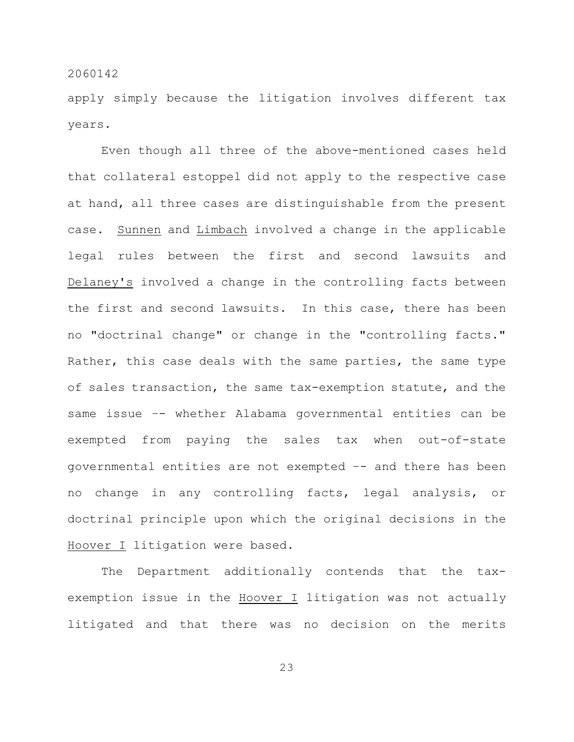apply simply because the litigation involves different tax years.

Even though all three of the above-mentioned cases held that collateral estoppel did not apply to the respective case at hand, all three cases are distinguishable from the present case. Sunnen and Limbach involved a change in the applicable legal rules between the first and second lawsuits and Delaney's involved a change in the controlling facts between the first and second lawsuits. In this case, there has been no "doctrinal change" or change in the "controlling facts." Rather, this case deals with the same parties, the same type of sales transaction, the same tax-exemption statute, and the same issue –- whether Alabama governmental entities can be exempted from paying the sales tax when out-of-state governmental entities are not exempted –- and there has been no change in any controlling facts, legal analysis, or doctrinal principle upon which the original decisions in the Hoover I litigation were based.

The Department additionally contends that the tax-exemption issue in the Hoover I litigation was not actually litigated and that there was no decision on the merits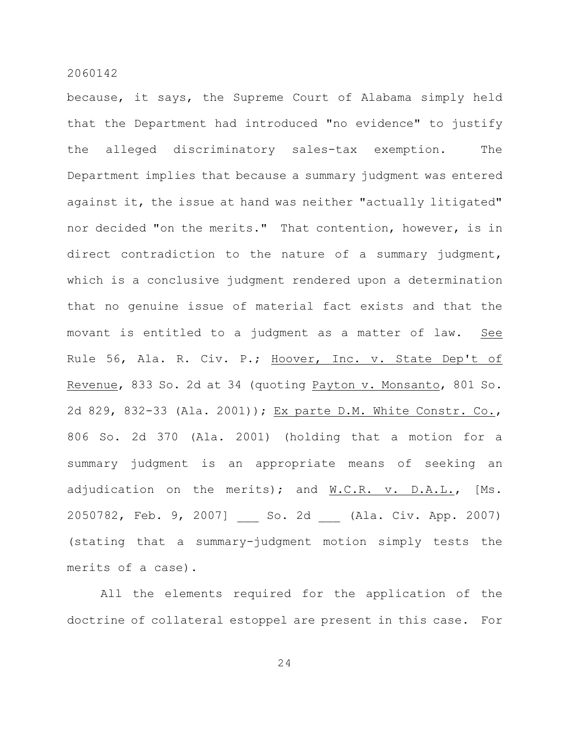because, it says, the Supreme Court of Alabama simply held that the Department had introduced "no evidence" to justify the alleged discriminatory sales-tax exemption. The Department implies that because a summary judgment was entered against it, the issue at hand was neither "actually litigated" nor decided "on the merits." That contention, however, is in direct contradiction to the nature of a summary judgment, which is a conclusive judgment rendered upon a determination that no genuine issue of material fact exists and that the movant is entitled to a judgment as a matter of law. See Rule 56, Ala. R. Civ. P.; Hoover, Inc. v. State Dep't of Revenue, 833 So. 2d at 34 (quoting Payton v. Monsanto, 801 So. 2d 829, 832-33 (Ala. 2001)); Ex parte D.M. White Constr. Co., 806 So. 2d 370 (Ala. 2001) (holding that a motion for a summary judgment is an appropriate means of seeking an adjudication on the merits); and W.C.R. v. D.A.L., [Ms. 2050782, Feb. 9, 2007] ___ So. 2d ___ (Ala. Civ. App. 2007) (stating that a summary-judgment motion simply tests the merits of a case).

All the elements required for the application of the doctrine of collateral estoppel are present in this case. For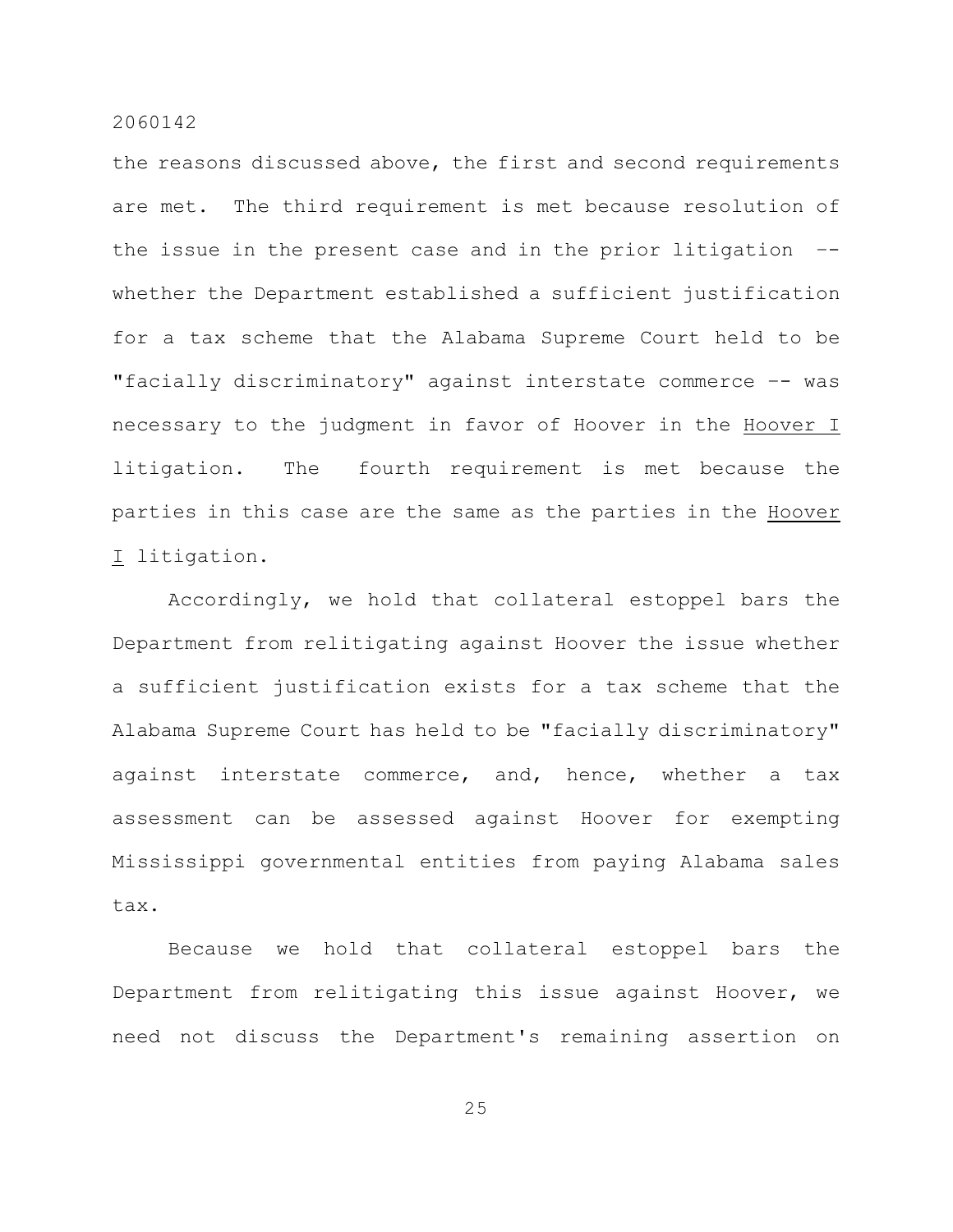the reasons discussed above, the first and second requirements are met. The third requirement is met because resolution of the issue in the present case and in the prior litigation -- whether the Department established a sufficient justification for a tax scheme that the Alabama Supreme Court held to be "facially discriminatory" against interstate commerce -- was necessary to the judgment in favor of Hoover in the Hoover I litigation. The fourth requirement is met because the parties in this case are the same as the parties in the Hoover I litigation.

Accordingly, we hold that collateral estoppel bars the Department from relitigating against Hoover the issue whether a sufficient justification exists for a tax scheme that the Alabama Supreme Court has held to be "facially discriminatory" against interstate commerce, and, hence, whether a tax assessment can be assessed against Hoover for exempting Mississippi governmental entities from paying Alabama sales tax.

Because we hold that collateral estoppel bars the Department from relitigating this issue against Hoover, we need not discuss the Department's remaining assertion on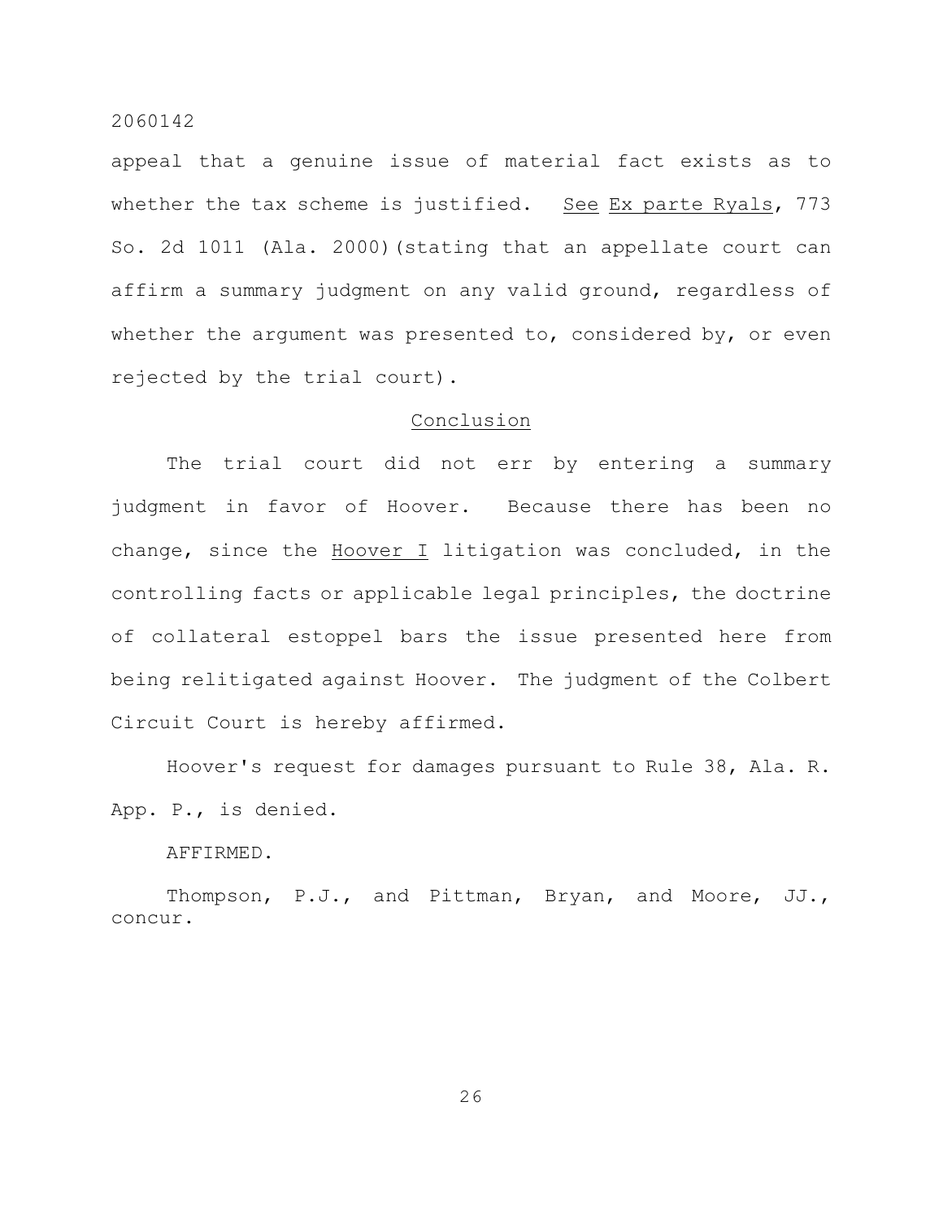appeal that a genuine issue of material fact exists as to whether the tax scheme is justified. See Ex parte Ryals, 773 So. 2d 1011 (Ala. 2000)(stating that an appellate court can affirm a summary judgment on any valid ground, regardless of whether the argument was presented to, considered by, or even rejected by the trial court).

## Conclusion

The trial court did not err by entering a summary judgment in favor of Hoover. Because there has been no change, since the Hoover I litigation was concluded, in the controlling facts or applicable legal principles, the doctrine of collateral estoppel bars the issue presented here from being relitigated against Hoover. The judgment of the Colbert Circuit Court is hereby affirmed.

Hoover's request for damages pursuant to Rule 38, Ala. R. App. P., is denied.

AFFIRMED.

Thompson, P.J., and Pittman, Bryan, and Moore, JJ., concur.